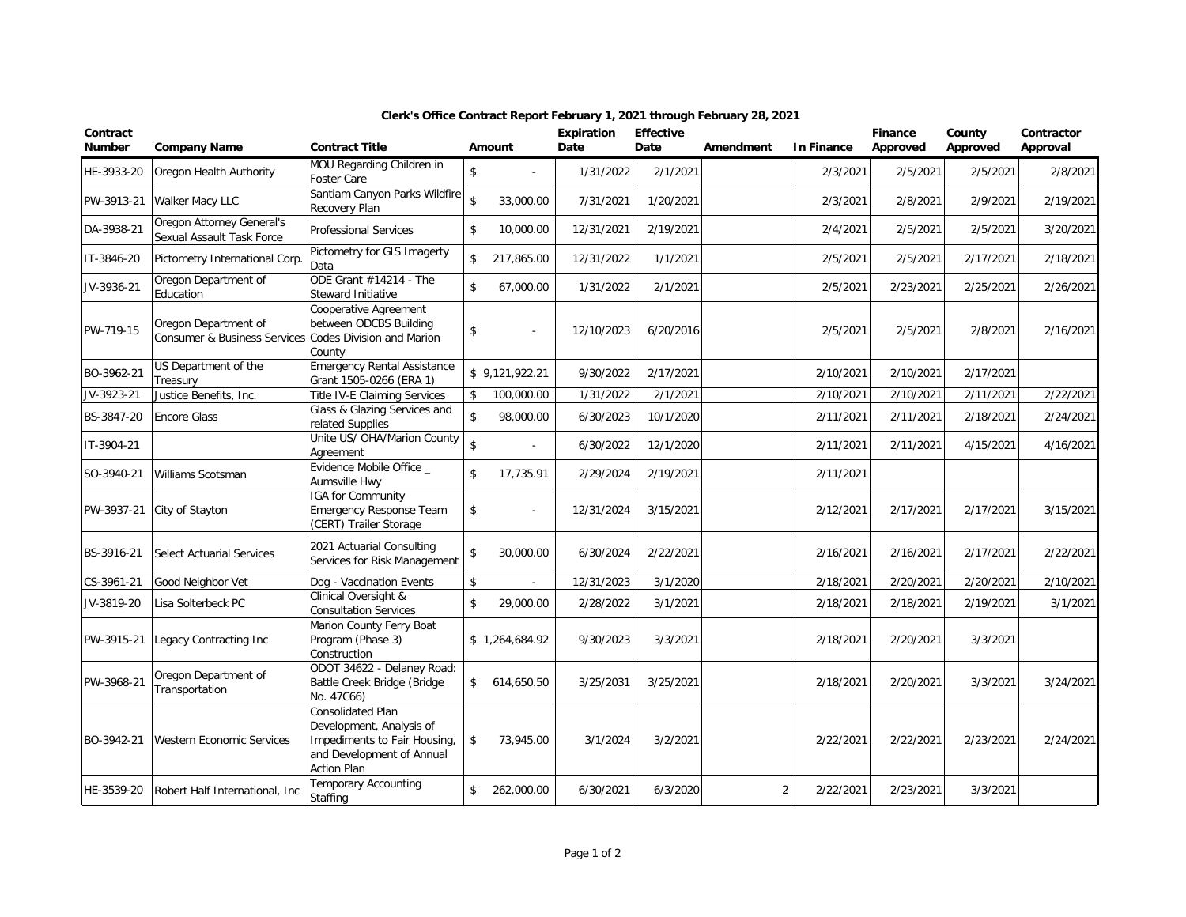**Clerk's Office Contract Report February 1, 2021 through February 28, 2021**

| Contract Number | Company Name | Contract Title | Amount | Expiration Date | Effective Date | Amendment | In Finance | Finance Approved | County Approved | Contractor Approval |
|---|---|---|---|---|---|---|---|---|---|---|
| HE-3933-20 | Oregon Health Authority | MOU Regarding Children in Foster Care | $ - | 1/31/2022 | 2/1/2021 | | 2/3/2021 | 2/5/2021 | 2/5/2021 | 2/8/2021 |
| PW-3913-21 | Walker Macy LLC | Santiam Canyon Parks Wildfire Recovery Plan | $ 33,000.00 | 7/31/2021 | 1/20/2021 | | 2/3/2021 | 2/8/2021 | 2/9/2021 | 2/19/2021 |
| DA-3938-21 | Oregon Attorney General's Sexual Assault Task Force | Professional Services | $ 10,000.00 | 12/31/2021 | 2/19/2021 | | 2/4/2021 | 2/5/2021 | 2/5/2021 | 3/20/2021 |
| IT-3846-20 | Pictometry International Corp. | Pictometry for GIS Imagerty Data | $ 217,865.00 | 12/31/2022 | 1/1/2021 | | 2/5/2021 | 2/5/2021 | 2/17/2021 | 2/18/2021 |
| JV-3936-21 | Oregon Department of Education | ODE Grant #14214 - The Steward Initiative | $ 67,000.00 | 1/31/2022 | 2/1/2021 | | 2/5/2021 | 2/23/2021 | 2/25/2021 | 2/26/2021 |
| PW-719-15 | Oregon Department of Consumer & Business Services | Cooperative Agreement between ODCBS Building Codes Division and Marion County | $ - | 12/10/2023 | 6/20/2016 | | 2/5/2021 | 2/5/2021 | 2/8/2021 | 2/16/2021 |
| BO-3962-21 | US Department of the Treasury | Emergency Rental Assistance Grant 1505-0266 (ERA 1) | $ 9,121,922.21 | 9/30/2022 | 2/17/2021 | | 2/10/2021 | 2/10/2021 | 2/17/2021 | |
| JV-3923-21 | Justice Benefits, Inc. | Title IV-E Claiming Services | $ 100,000.00 | 1/31/2022 | 2/1/2021 | | 2/10/2021 | 2/10/2021 | 2/11/2021 | 2/22/2021 |
| BS-3847-20 | Encore Glass | Glass & Glazing Services and related Supplies | $ 98,000.00 | 6/30/2023 | 10/1/2020 | | 2/11/2021 | 2/11/2021 | 2/18/2021 | 2/24/2021 |
| IT-3904-21 | | Unite US/ OHA/Marion County Agreement | $ - | 6/30/2022 | 12/1/2020 | | 2/11/2021 | 2/11/2021 | 4/15/2021 | 4/16/2021 |
| SO-3940-21 | Williams Scotsman | Evidence Mobile Office _ Aumsville Hwy | $ 17,735.91 | 2/29/2024 | 2/19/2021 | | 2/11/2021 | | | |
| PW-3937-21 | City of Stayton | IGA for Community Emergency Response Team (CERT) Trailer Storage | $ - | 12/31/2024 | 3/15/2021 | | 2/12/2021 | 2/17/2021 | 2/17/2021 | 3/15/2021 |
| BS-3916-21 | Select Actuarial Services | 2021 Actuarial Consulting Services for Risk Management | $ 30,000.00 | 6/30/2024 | 2/22/2021 | | 2/16/2021 | 2/16/2021 | 2/17/2021 | 2/22/2021 |
| CS-3961-21 | Good Neighbor Vet | Dog - Vaccination Events | $ - | 12/31/2023 | 3/1/2020 | | 2/18/2021 | 2/20/2021 | 2/20/2021 | 2/10/2021 |
| JV-3819-20 | Lisa Solterbeck PC | Clinical Oversight & Consultation Services | $ 29,000.00 | 2/28/2022 | 3/1/2021 | | 2/18/2021 | 2/18/2021 | 2/19/2021 | 3/1/2021 |
| PW-3915-21 | Legacy Contracting Inc | Marion County Ferry Boat Program (Phase 3) Construction | $ 1,264,684.92 | 9/30/2023 | 3/3/2021 | | 2/18/2021 | 2/20/2021 | 3/3/2021 | |
| PW-3968-21 | Oregon Department of Transportation | ODOT 34622 - Delaney Road: Battle Creek Bridge (Bridge No. 47C66) | $ 614,650.50 | 3/25/2031 | 3/25/2021 | | 2/18/2021 | 2/20/2021 | 3/3/2021 | 3/24/2021 |
| BO-3942-21 | Western Economic Services | Consolidated Plan Development, Analysis of Impediments to Fair Housing, and Development of Annual Action Plan | $ 73,945.00 | 3/1/2024 | 3/2/2021 | | 2/22/2021 | 2/22/2021 | 2/23/2021 | 2/24/2021 |
| HE-3539-20 | Robert Half International, Inc | Temporary Accounting Staffing | $ 262,000.00 | 6/30/2021 | 6/3/2020 | 2 | 2/22/2021 | 2/23/2021 | 3/3/2021 | |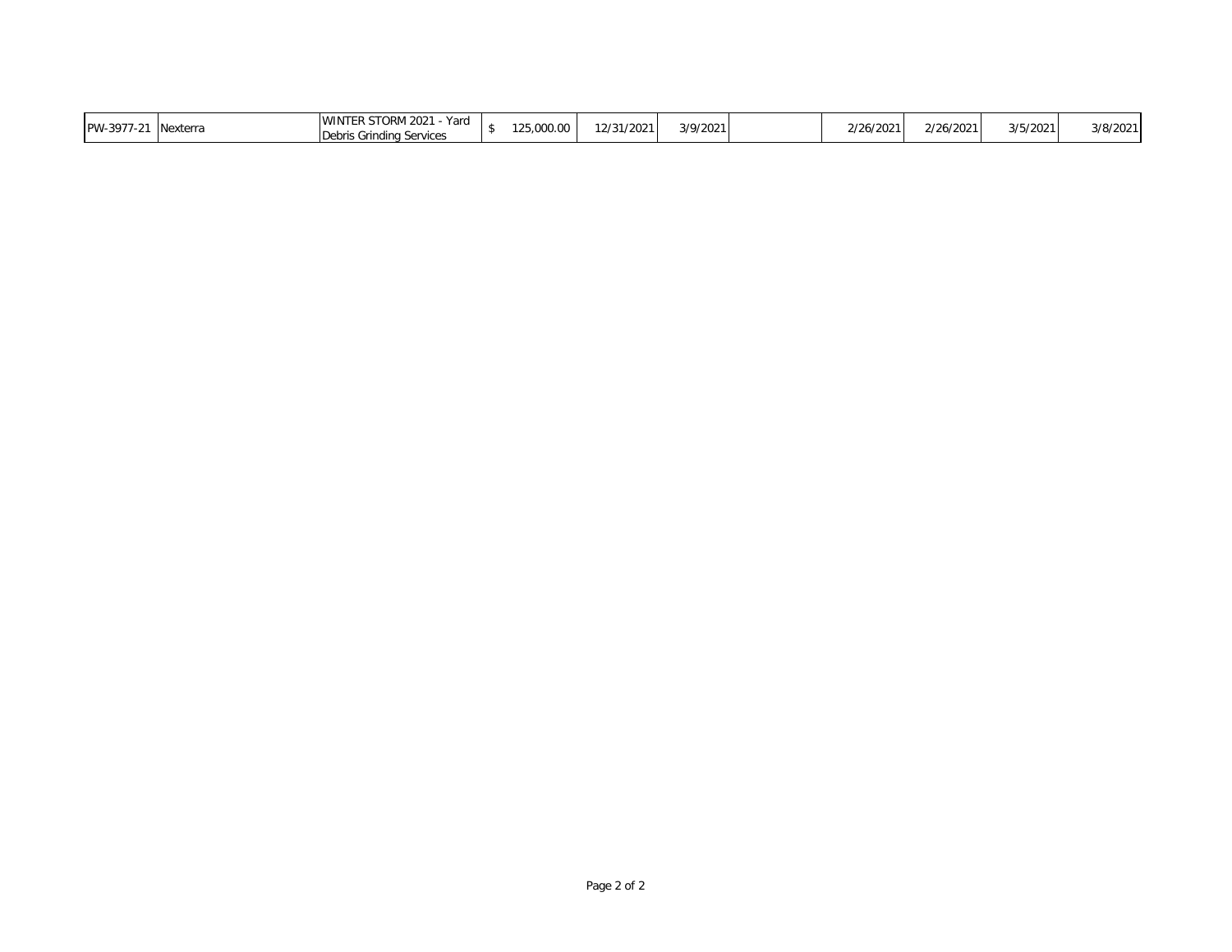| | | | | | | | | | | | |
|---|---|---|---|---|---|---|---|---|---|---|---|
| PW-3977-21 | Nexterra | WINTER STORM 2021 - Yard Debris Grinding Services | $ | 125,000.00 | 12/31/2021 | 3/9/2021 | | 2/26/2021 | 2/26/2021 | 3/5/2021 | 3/8/2021 |